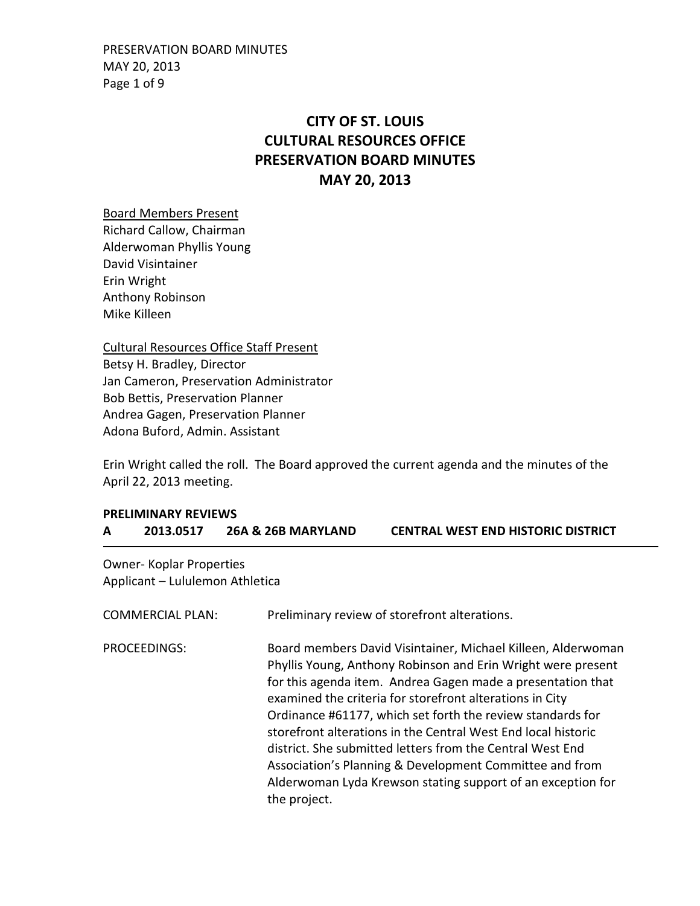# CITY OF ST. LOUIS
# CULTURAL RESOURCES OFFICE
# PRESERVATION BOARD MINUTES
# MAY 20, 2013

<u>Board Members Present</u>
Richard Callow, Chairman
Alderwoman Phyllis Young
David Visintainer
Erin Wright
Anthony Robinson
Mike Killeen

<u>Cultural Resources Office Staff Present</u>
Betsy H. Bradley, Director
Jan Cameron, Preservation Administrator
Bob Bettis, Preservation Planner
Andrea Gagen, Preservation Planner
Adona Buford, Admin. Assistant

Erin Wright called the roll. The Board approved the current agenda and the minutes of the April 22, 2013 meeting.

## PRELIMINARY REVIEWS

### A 2013.0517 26A & 26B MARYLAND CENTRAL WEST END HISTORIC DISTRICT

Owner- Koplar Properties
Applicant – Lululemon Athletica

COMMERCIAL PLAN: Preliminary review of storefront alterations.

PROCEEDINGS: Board members David Visintainer, Michael Killeen, Alderwoman Phyllis Young, Anthony Robinson and Erin Wright were present for this agenda item. Andrea Gagen made a presentation that examined the criteria for storefront alterations in City Ordinance #61177, which set forth the review standards for storefront alterations in the Central West End local historic district. She submitted letters from the Central West End Association's Planning & Development Committee and from Alderwoman Lyda Krewson stating support of an exception for the project.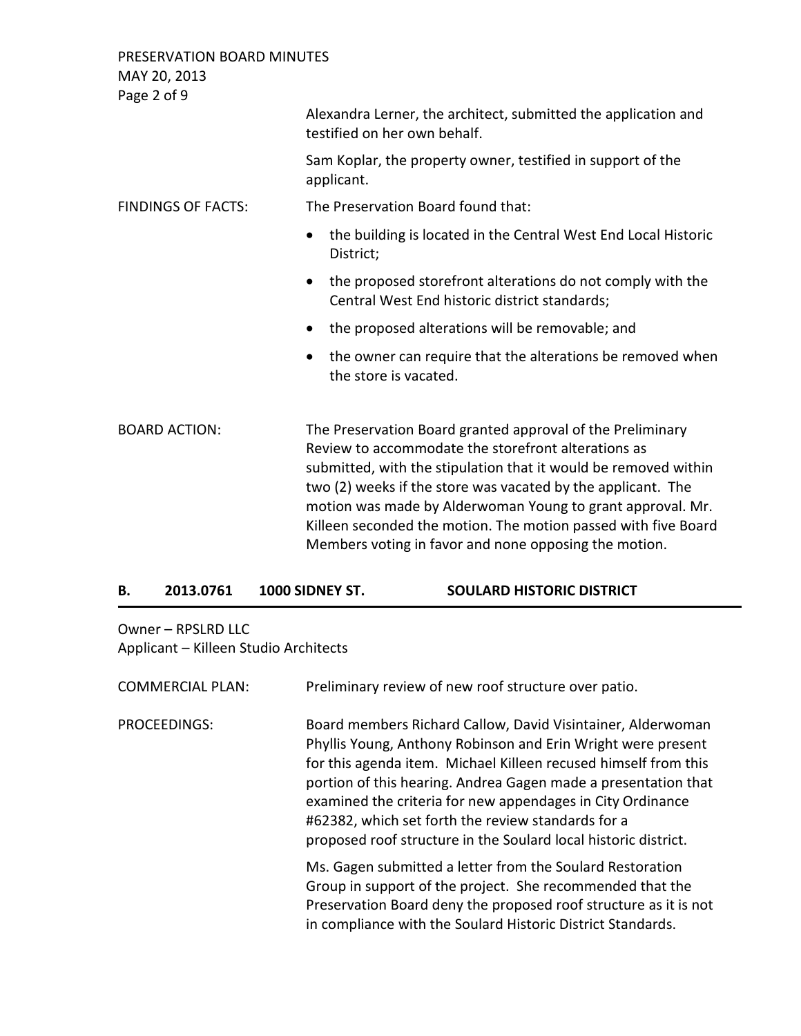Alexandra Lerner, the architect, submitted the application and testified on her own behalf.

Sam Koplar, the property owner, testified in support of the applicant.

FINDINGS OF FACTS: The Preservation Board found that:

- the building is located in the Central West End Local Historic District;
- the proposed storefront alterations do not comply with the Central West End historic district standards;
- the proposed alterations will be removable; and
- the owner can require that the alterations be removed when the store is vacated.

BOARD ACTION: The Preservation Board granted approval of the Preliminary Review to accommodate the storefront alterations as submitted, with the stipulation that it would be removed within two (2) weeks if the store was vacated by the applicant. The motion was made by Alderwoman Young to grant approval. Mr. Killeen seconded the motion. The motion passed with five Board Members voting in favor and none opposing the motion.

## B. 2013.0761 1000 SIDNEY ST. SOULARD HISTORIC DISTRICT

Owner – RPSLRD LLC
Applicant – Killeen Studio Architects

COMMERCIAL PLAN: Preliminary review of new roof structure over patio.

PROCEEDINGS: Board members Richard Callow, David Visintainer, Alderwoman Phyllis Young, Anthony Robinson and Erin Wright were present for this agenda item. Michael Killeen recused himself from this portion of this hearing. Andrea Gagen made a presentation that examined the criteria for new appendages in City Ordinance #62382, which set forth the review standards for a proposed roof structure in the Soulard local historic district.

Ms. Gagen submitted a letter from the Soulard Restoration Group in support of the project. She recommended that the Preservation Board deny the proposed roof structure as it is not in compliance with the Soulard Historic District Standards.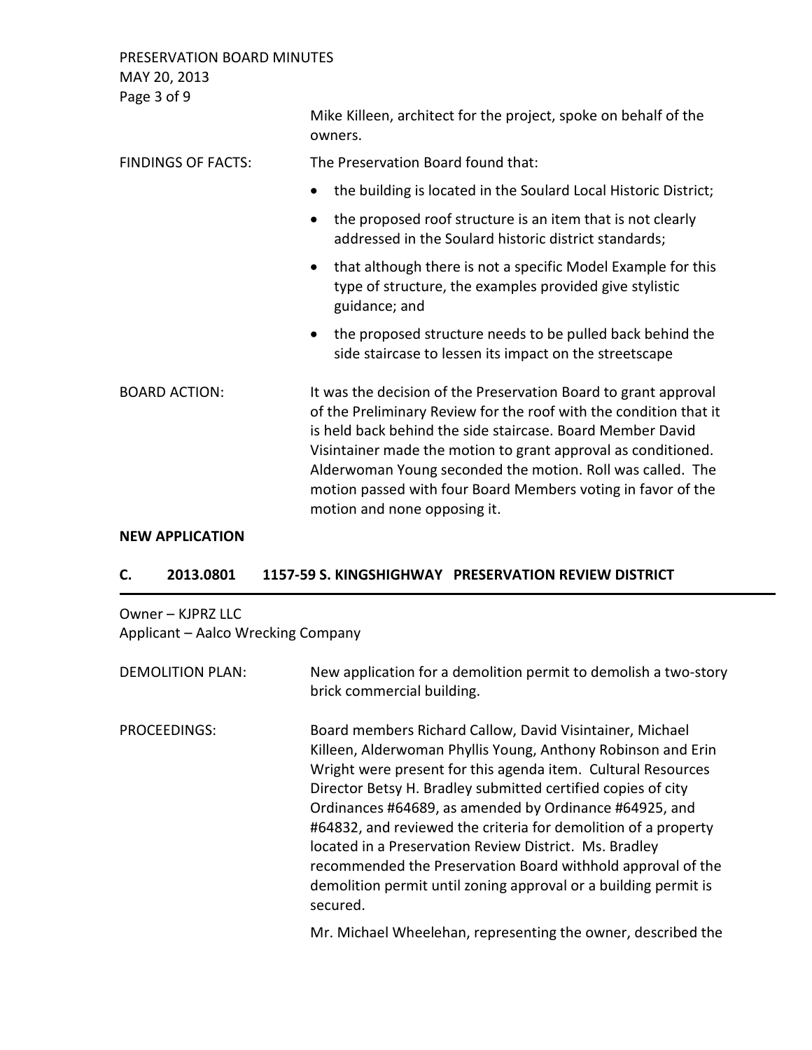Mike Killeen, architect for the project, spoke on behalf of the owners.

FINDINGS OF FACTS: The Preservation Board found that:

- the building is located in the Soulard Local Historic District;
- the proposed roof structure is an item that is not clearly addressed in the Soulard historic district standards;
- that although there is not a specific Model Example for this type of structure, the examples provided give stylistic guidance; and
- the proposed structure needs to be pulled back behind the side staircase to lessen its impact on the streetscape

BOARD ACTION: It was the decision of the Preservation Board to grant approval of the Preliminary Review for the roof with the condition that it is held back behind the side staircase. Board Member David Visintainer made the motion to grant approval as conditioned. Alderwoman Young seconded the motion. Roll was called. The motion passed with four Board Members voting in favor of the motion and none opposing it.

**NEW APPLICATION**

## C. 2013.0801 1157-59 S. KINGSHIGHWAY PRESERVATION REVIEW DISTRICT

Owner – KJPRZ LLC
Applicant – Aalco Wrecking Company

DEMOLITION PLAN: New application for a demolition permit to demolish a two-story brick commercial building.

PROCEEDINGS: Board members Richard Callow, David Visintainer, Michael Killeen, Alderwoman Phyllis Young, Anthony Robinson and Erin Wright were present for this agenda item. Cultural Resources Director Betsy H. Bradley submitted certified copies of city Ordinances #64689, as amended by Ordinance #64925, and #64832, and reviewed the criteria for demolition of a property located in a Preservation Review District. Ms. Bradley recommended the Preservation Board withhold approval of the demolition permit until zoning approval or a building permit is secured.

Mr. Michael Wheelehan, representing the owner, described the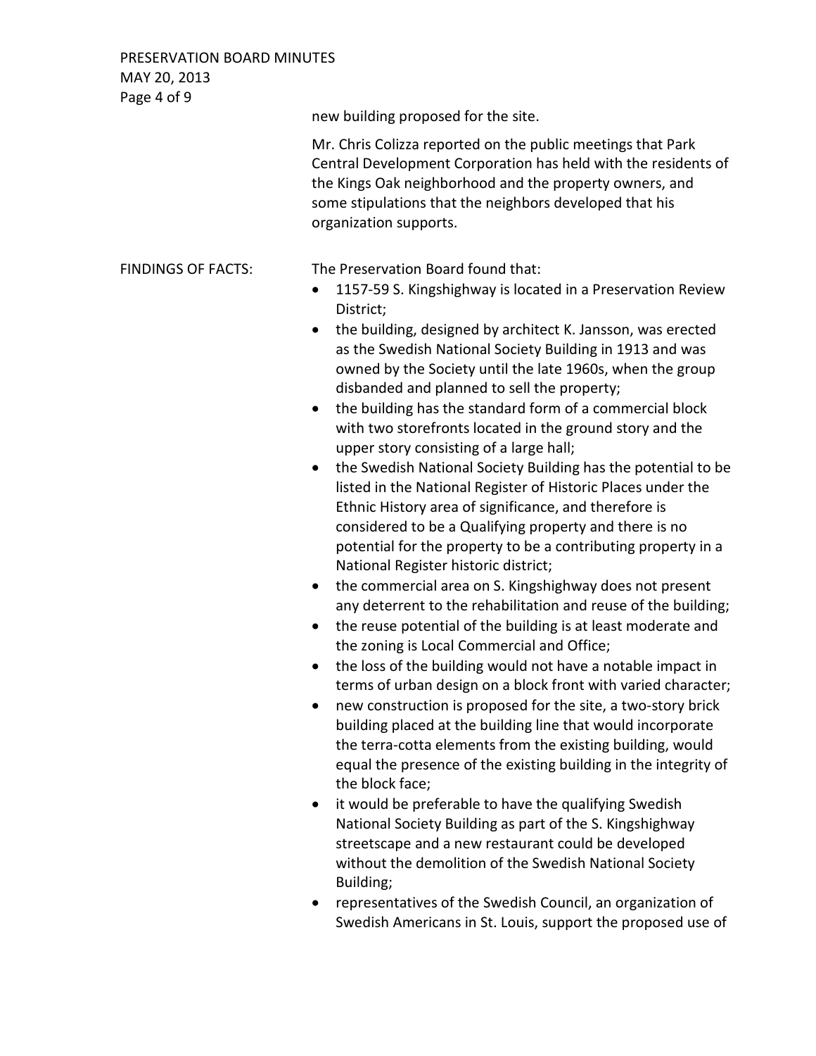new building proposed for the site.

Mr. Chris Colizza reported on the public meetings that Park Central Development Corporation has held with the residents of the Kings Oak neighborhood and the property owners, and some stipulations that the neighbors developed that his organization supports.

FINDINGS OF FACTS: The Preservation Board found that:

- 1157-59 S. Kingshighway is located in a Preservation Review District;
- the building, designed by architect K. Jansson, was erected as the Swedish National Society Building in 1913 and was owned by the Society until the late 1960s, when the group disbanded and planned to sell the property;
- the building has the standard form of a commercial block with two storefronts located in the ground story and the upper story consisting of a large hall;
- the Swedish National Society Building has the potential to be listed in the National Register of Historic Places under the Ethnic History area of significance, and therefore is considered to be a Qualifying property and there is no potential for the property to be a contributing property in a National Register historic district;
- the commercial area on S. Kingshighway does not present any deterrent to the rehabilitation and reuse of the building;
- the reuse potential of the building is at least moderate and the zoning is Local Commercial and Office;
- the loss of the building would not have a notable impact in terms of urban design on a block front with varied character;
- new construction is proposed for the site, a two-story brick building placed at the building line that would incorporate the terra-cotta elements from the existing building, would equal the presence of the existing building in the integrity of the block face;
- it would be preferable to have the qualifying Swedish National Society Building as part of the S. Kingshighway streetscape and a new restaurant could be developed without the demolition of the Swedish National Society Building;
- representatives of the Swedish Council, an organization of Swedish Americans in St. Louis, support the proposed use of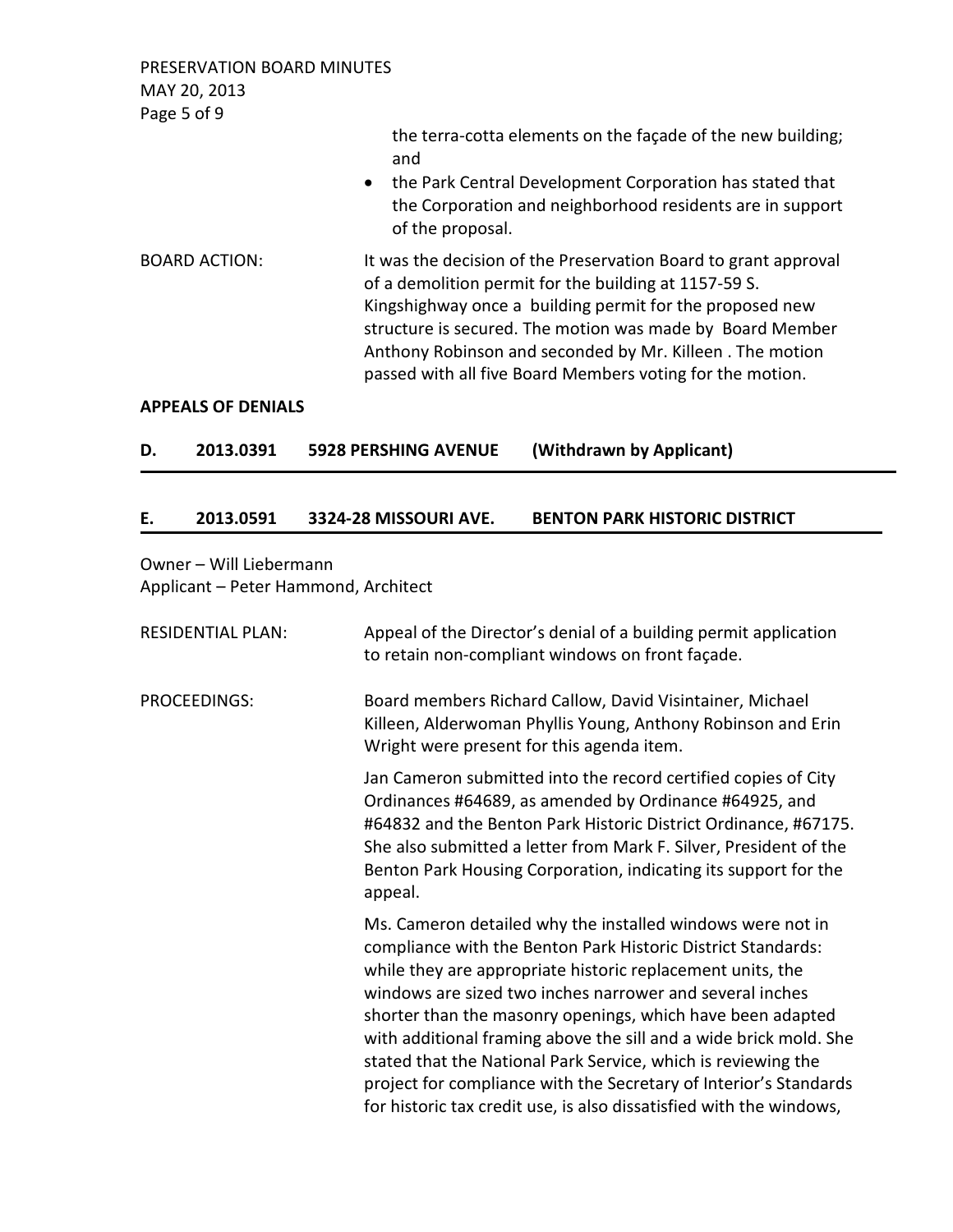the terra-cotta elements on the façade of the new building; and

- the Park Central Development Corporation has stated that the Corporation and neighborhood residents are in support of the proposal.

BOARD ACTION: It was the decision of the Preservation Board to grant approval of a demolition permit for the building at 1157-59 S. Kingshighway once a building permit for the proposed new structure is secured. The motion was made by Board Member Anthony Robinson and seconded by Mr. Killeen . The motion passed with all five Board Members voting for the motion.

**APPEALS OF DENIALS**

**D. 2013.0391 5928 PERSHING AVENUE (Withdrawn by Applicant)**

---

**E. 2013.0591 3324-28 MISSOURI AVE. BENTON PARK HISTORIC DISTRICT**

---

Owner – Will Liebermann
Applicant – Peter Hammond, Architect

RESIDENTIAL PLAN: Appeal of the Director's denial of a building permit application to retain non-compliant windows on front façade.

PROCEEDINGS: Board members Richard Callow, David Visintainer, Michael Killeen, Alderwoman Phyllis Young, Anthony Robinson and Erin Wright were present for this agenda item.

Jan Cameron submitted into the record certified copies of City Ordinances #64689, as amended by Ordinance #64925, and #64832 and the Benton Park Historic District Ordinance, #67175. She also submitted a letter from Mark F. Silver, President of the Benton Park Housing Corporation, indicating its support for the appeal.

Ms. Cameron detailed why the installed windows were not in compliance with the Benton Park Historic District Standards: while they are appropriate historic replacement units, the windows are sized two inches narrower and several inches shorter than the masonry openings, which have been adapted with additional framing above the sill and a wide brick mold. She stated that the National Park Service, which is reviewing the project for compliance with the Secretary of Interior's Standards for historic tax credit use, is also dissatisfied with the windows,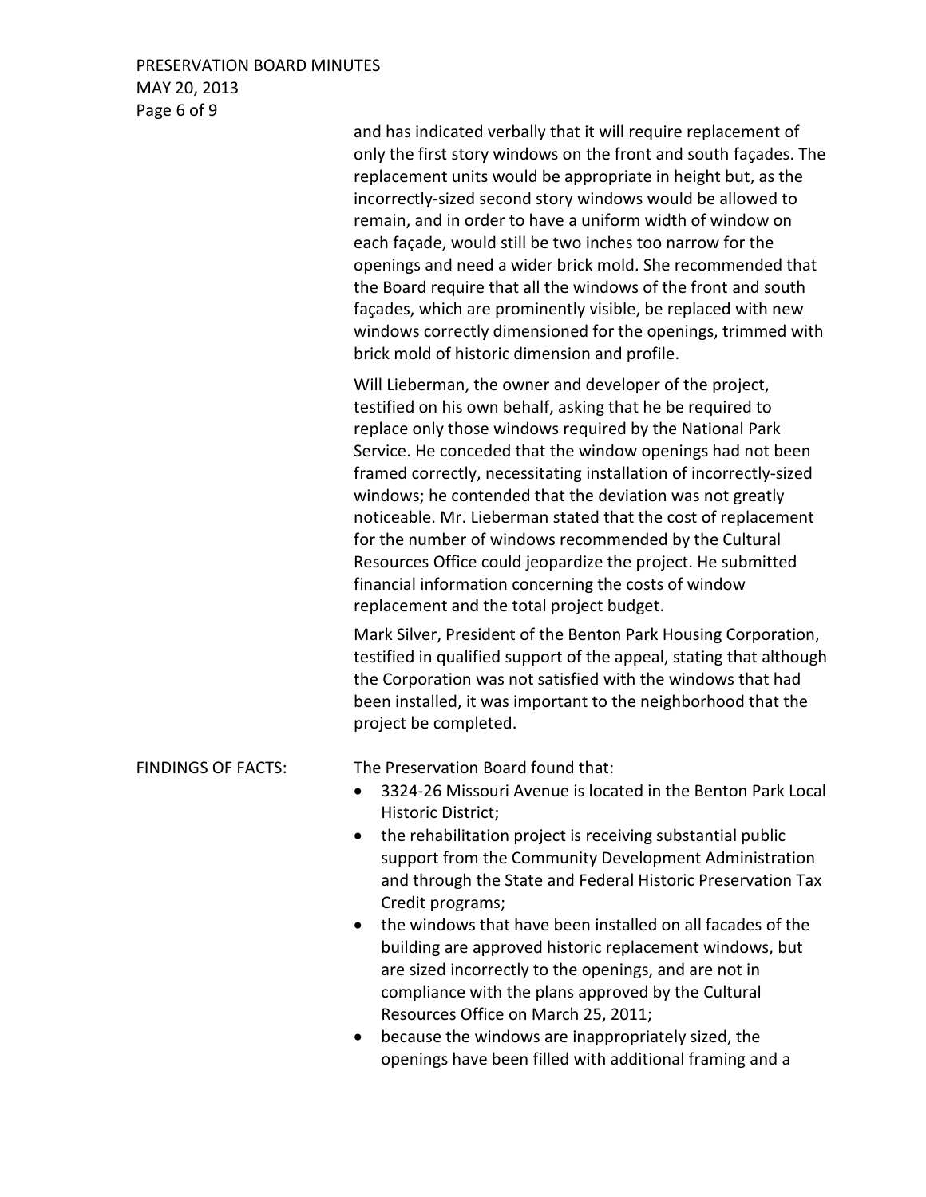and has indicated verbally that it will require replacement of only the first story windows on the front and south façades. The replacement units would be appropriate in height but, as the incorrectly-sized second story windows would be allowed to remain, and in order to have a uniform width of window on each façade, would still be two inches too narrow for the openings and need a wider brick mold. She recommended that the Board require that all the windows of the front and south façades, which are prominently visible, be replaced with new windows correctly dimensioned for the openings, trimmed with brick mold of historic dimension and profile.

Will Lieberman, the owner and developer of the project, testified on his own behalf, asking that he be required to replace only those windows required by the National Park Service. He conceded that the window openings had not been framed correctly, necessitating installation of incorrectly-sized windows; he contended that the deviation was not greatly noticeable. Mr. Lieberman stated that the cost of replacement for the number of windows recommended by the Cultural Resources Office could jeopardize the project. He submitted financial information concerning the costs of window replacement and the total project budget.

Mark Silver, President of the Benton Park Housing Corporation, testified in qualified support of the appeal, stating that although the Corporation was not satisfied with the windows that had been installed, it was important to the neighborhood that the project be completed.

FINDINGS OF FACTS: The Preservation Board found that:

- 3324-26 Missouri Avenue is located in the Benton Park Local Historic District;
- the rehabilitation project is receiving substantial public support from the Community Development Administration and through the State and Federal Historic Preservation Tax Credit programs;
- the windows that have been installed on all facades of the building are approved historic replacement windows, but are sized incorrectly to the openings, and are not in compliance with the plans approved by the Cultural Resources Office on March 25, 2011;
- because the windows are inappropriately sized, the openings have been filled with additional framing and a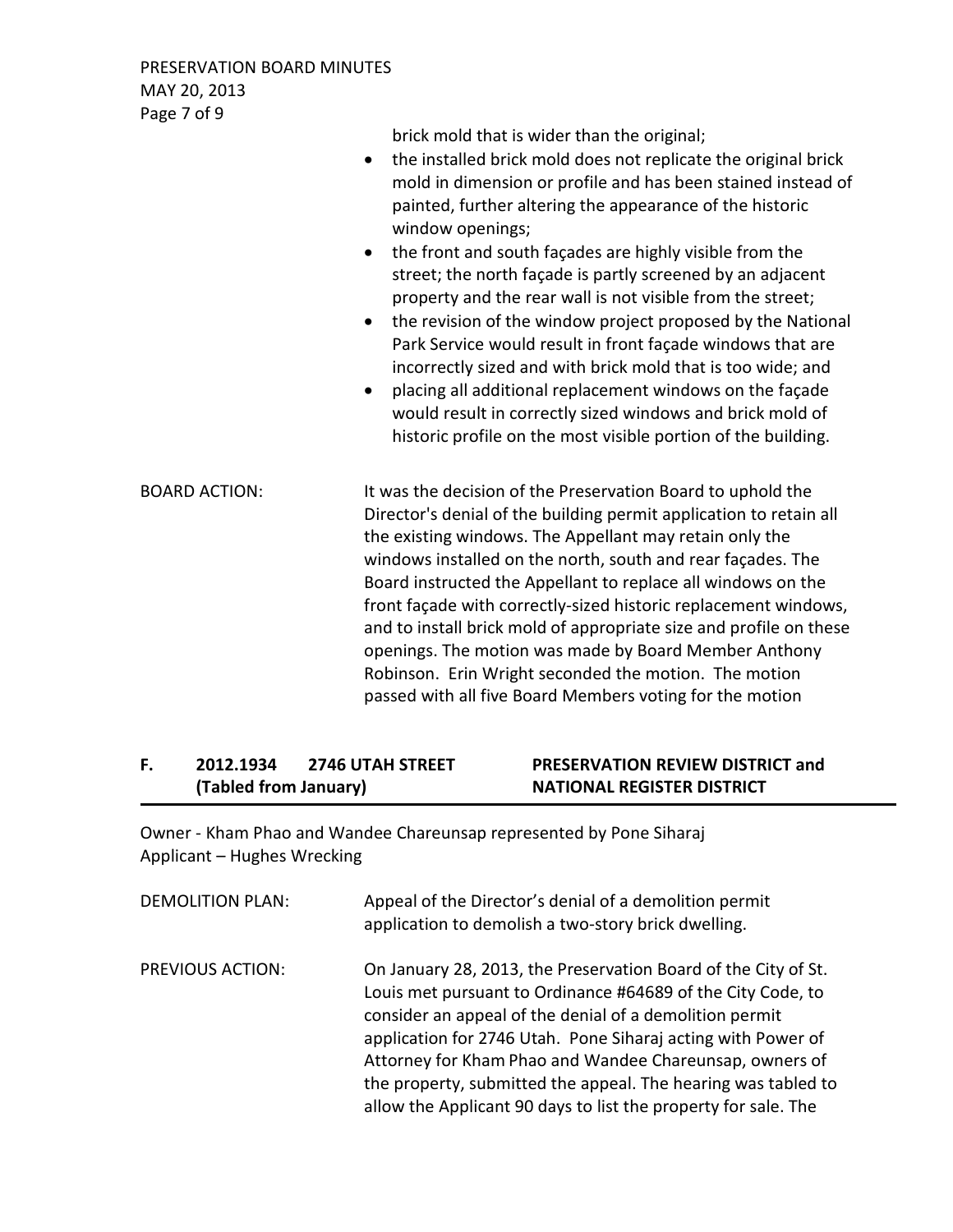brick mold that is wider than the original;

- the installed brick mold does not replicate the original brick mold in dimension or profile and has been stained instead of painted, further altering the appearance of the historic window openings;
- the front and south façades are highly visible from the street; the north façade is partly screened by an adjacent property and the rear wall is not visible from the street;
- the revision of the window project proposed by the National Park Service would result in front façade windows that are incorrectly sized and with brick mold that is too wide; and
- placing all additional replacement windows on the façade would result in correctly sized windows and brick mold of historic profile on the most visible portion of the building.

BOARD ACTION: It was the decision of the Preservation Board to uphold the Director's denial of the building permit application to retain all the existing windows. The Appellant may retain only the windows installed on the north, south and rear façades. The Board instructed the Appellant to replace all windows on the front façade with correctly-sized historic replacement windows, and to install brick mold of appropriate size and profile on these openings. The motion was made by Board Member Anthony Robinson. Erin Wright seconded the motion. The motion passed with all five Board Members voting for the motion

## F. 2012.1934 2746 UTAH STREET (Tabled from January) — PRESERVATION REVIEW DISTRICT and NATIONAL REGISTER DISTRICT

Owner - Kham Phao and Wandee Chareunsap represented by Pone Siharaj
Applicant – Hughes Wrecking

DEMOLITION PLAN: Appeal of the Director's denial of a demolition permit application to demolish a two-story brick dwelling.

PREVIOUS ACTION: On January 28, 2013, the Preservation Board of the City of St. Louis met pursuant to Ordinance #64689 of the City Code, to consider an appeal of the denial of a demolition permit application for 2746 Utah. Pone Siharaj acting with Power of Attorney for Kham Phao and Wandee Chareunsap, owners of the property, submitted the appeal. The hearing was tabled to allow the Applicant 90 days to list the property for sale. The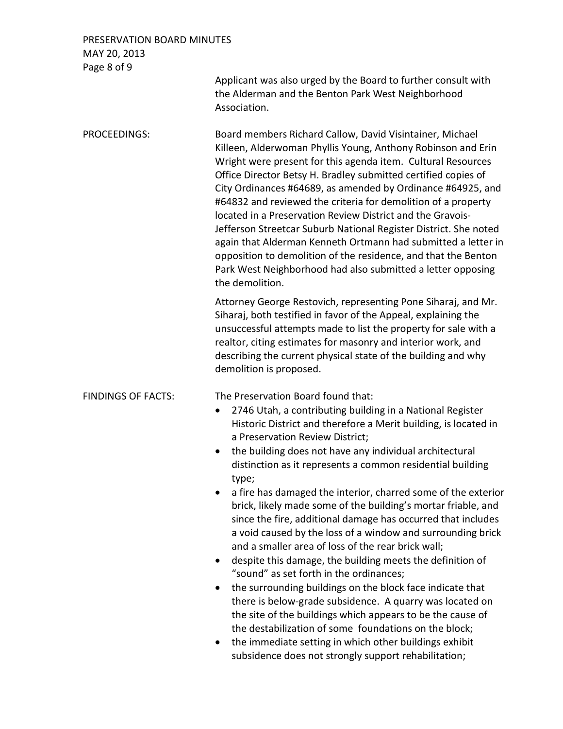Applicant was also urged by the Board to further consult with the Alderman and the Benton Park West Neighborhood Association.

**PROCEEDINGS:**

Board members Richard Callow, David Visintainer, Michael Killeen, Alderwoman Phyllis Young, Anthony Robinson and Erin Wright were present for this agenda item. Cultural Resources Office Director Betsy H. Bradley submitted certified copies of City Ordinances #64689, as amended by Ordinance #64925, and #64832 and reviewed the criteria for demolition of a property located in a Preservation Review District and the Gravois-Jefferson Streetcar Suburb National Register District. She noted again that Alderman Kenneth Ortmann had submitted a letter in opposition to demolition of the residence, and that the Benton Park West Neighborhood had also submitted a letter opposing the demolition.

Attorney George Restovich, representing Pone Siharaj, and Mr. Siharaj, both testified in favor of the Appeal, explaining the unsuccessful attempts made to list the property for sale with a realtor, citing estimates for masonry and interior work, and describing the current physical state of the building and why demolition is proposed.

**FINDINGS OF FACTS:**

The Preservation Board found that:

- 2746 Utah, a contributing building in a National Register Historic District and therefore a Merit building, is located in a Preservation Review District;
- the building does not have any individual architectural distinction as it represents a common residential building type;
- a fire has damaged the interior, charred some of the exterior brick, likely made some of the building's mortar friable, and since the fire, additional damage has occurred that includes a void caused by the loss of a window and surrounding brick and a smaller area of loss of the rear brick wall;
- despite this damage, the building meets the definition of "sound" as set forth in the ordinances;
- the surrounding buildings on the block face indicate that there is below-grade subsidence. A quarry was located on the site of the buildings which appears to be the cause of the destabilization of some foundations on the block;
- the immediate setting in which other buildings exhibit subsidence does not strongly support rehabilitation;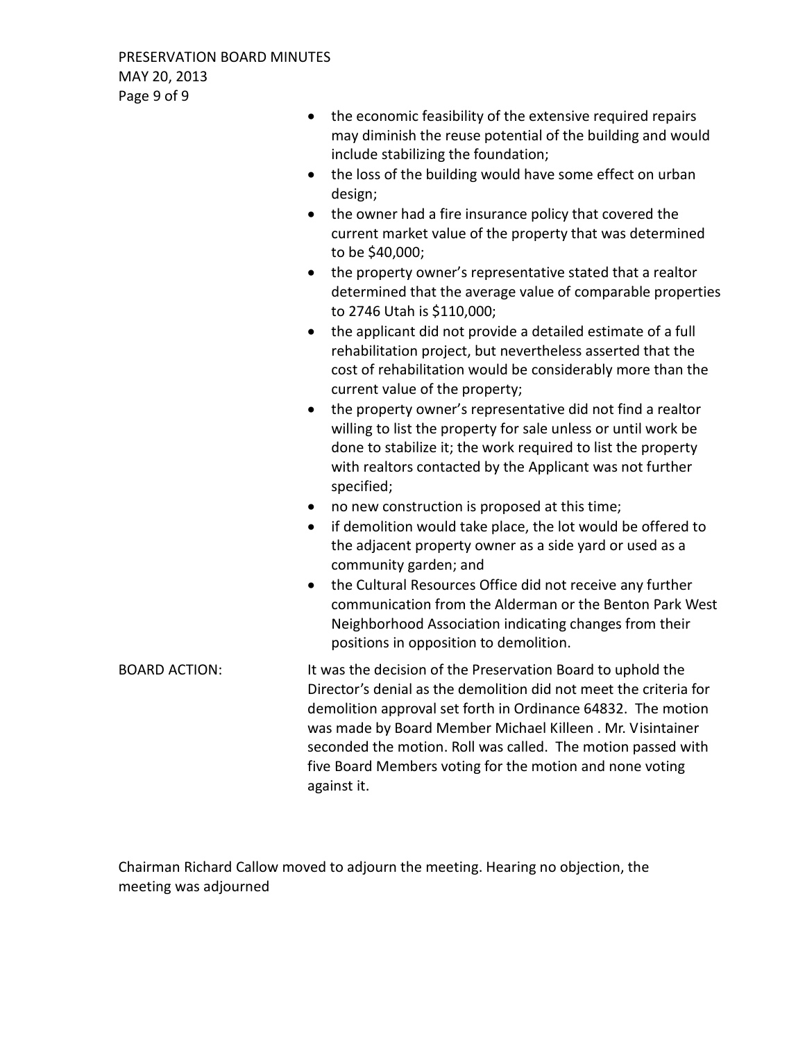- the economic feasibility of the extensive required repairs may diminish the reuse potential of the building and would include stabilizing the foundation;
- the loss of the building would have some effect on urban design;
- the owner had a fire insurance policy that covered the current market value of the property that was determined to be $40,000;
- the property owner's representative stated that a realtor determined that the average value of comparable properties to 2746 Utah is $110,000;
- the applicant did not provide a detailed estimate of a full rehabilitation project, but nevertheless asserted that the cost of rehabilitation would be considerably more than the current value of the property;
- the property owner's representative did not find a realtor willing to list the property for sale unless or until work be done to stabilize it; the work required to list the property with realtors contacted by the Applicant was not further specified;
- no new construction is proposed at this time;
- if demolition would take place, the lot would be offered to the adjacent property owner as a side yard or used as a community garden; and
- the Cultural Resources Office did not receive any further communication from the Alderman or the Benton Park West Neighborhood Association indicating changes from their positions in opposition to demolition.

BOARD ACTION: It was the decision of the Preservation Board to uphold the Director's denial as the demolition did not meet the criteria for demolition approval set forth in Ordinance 64832. The motion was made by Board Member Michael Killeen . Mr. Visintainer seconded the motion. Roll was called. The motion passed with five Board Members voting for the motion and none voting against it.

Chairman Richard Callow moved to adjourn the meeting. Hearing no objection, the meeting was adjourned